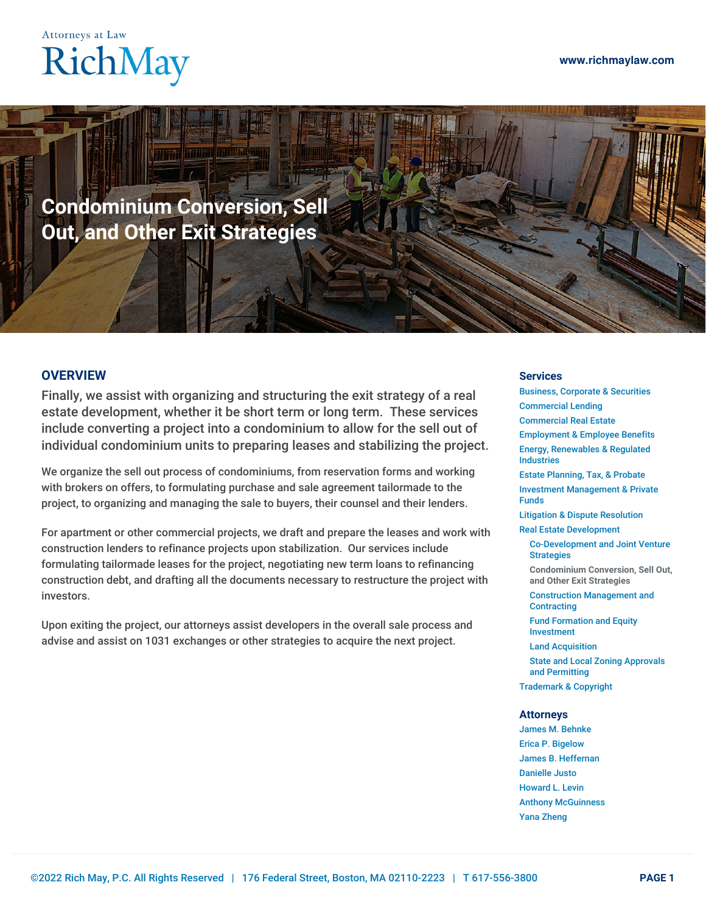Attorneys at Law
RichMay

www.richmaylaw.com

# Condominium Conversion, Sell Out, and Other Exit Strategies

## OVERVIEW

Finally, we assist with organizing and structuring the exit strategy of a real estate development, whether it be short term or long term.  These services include converting a project into a condominium to allow for the sell out of individual condominium units to preparing leases and stabilizing the project.

We organize the sell out process of condominiums, from reservation forms and working with brokers on offers, to formulating purchase and sale agreement tailormade to the project, to organizing and managing the sale to buyers, their counsel and their lenders.

For apartment or other commercial projects, we draft and prepare the leases and work with construction lenders to refinance projects upon stabilization.  Our services include formulating tailormade leases for the project, negotiating new term loans to refinancing construction debt, and drafting all the documents necessary to restructure the project with investors.

Upon exiting the project, our attorneys assist developers in the overall sale process and advise and assist on 1031 exchanges or other strategies to acquire the next project.

### Services

- Business, Corporate & Securities
- Commercial Lending
- Commercial Real Estate
- Employment & Employee Benefits
- Energy, Renewables & Regulated Industries
- Estate Planning, Tax, & Probate
- Investment Management & Private Funds
- Litigation & Dispute Resolution
- Real Estate Development
  - Co-Development and Joint Venture Strategies
  - Condominium Conversion, Sell Out, and Other Exit Strategies
  - Construction Management and Contracting
  - Fund Formation and Equity Investment
  - Land Acquisition
  - State and Local Zoning Approvals and Permitting
- Trademark & Copyright

### Attorneys

- James M. Behnke
- Erica P. Bigelow
- James B. Heffernan
- Danielle Justo
- Howard L. Levin
- Anthony McGuinness
- Yana Zheng

©2022 Rich May, P.C. All Rights Reserved | 176 Federal Street, Boston, MA 02110-2223 | T 617-556-3800